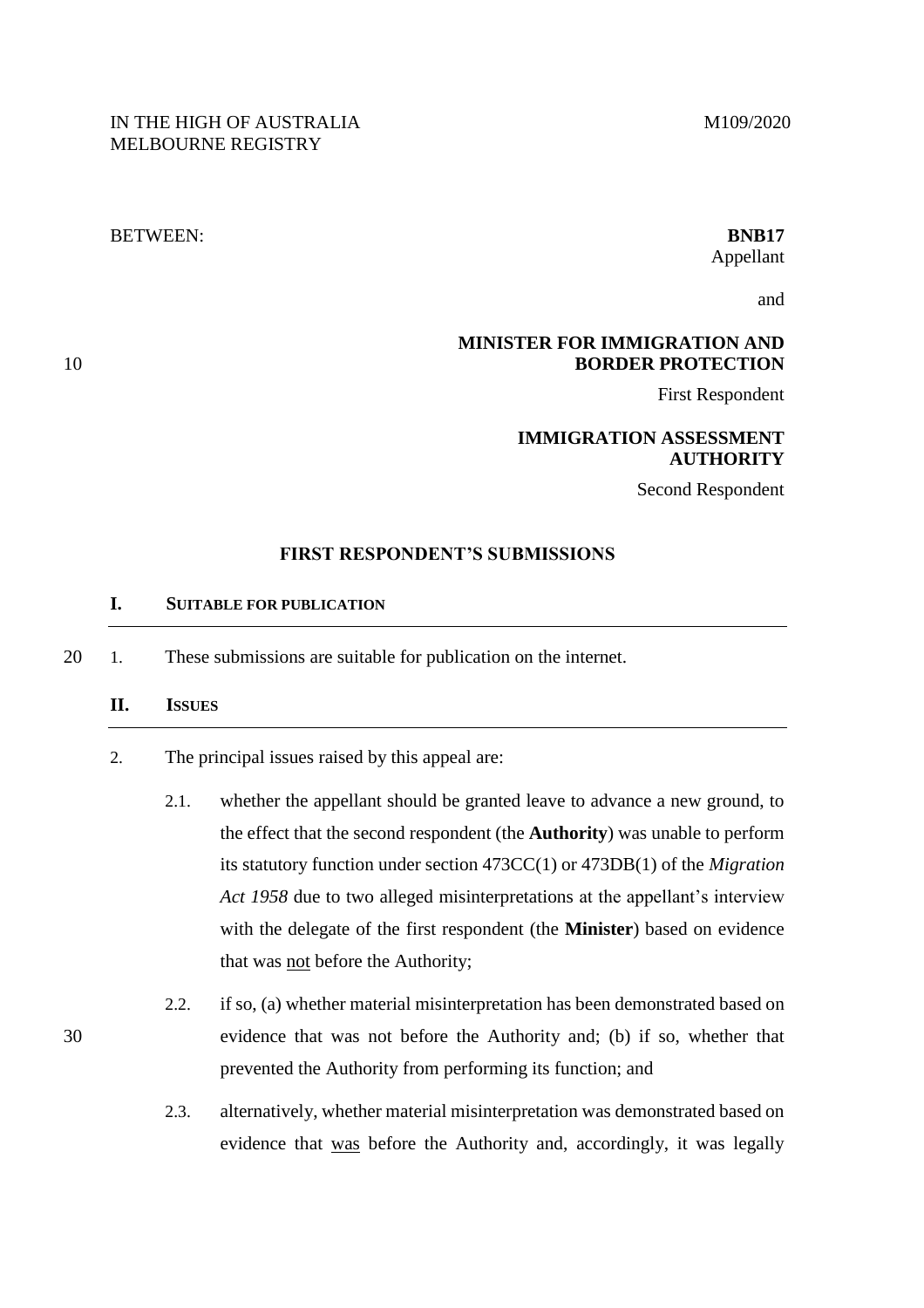IN THE HIGH OF AUSTRALIA
MELBOURNE REGISTRY

M109/2020

BETWEEN:

**BNB17**
Appellant

and

**MINISTER FOR IMMIGRATION AND BORDER PROTECTION**
First Respondent

**IMMIGRATION ASSESSMENT AUTHORITY**
Second Respondent

## FIRST RESPONDENT'S SUBMISSIONS

### I. SUITABLE FOR PUBLICATION

1. These submissions are suitable for publication on the internet.

### II. ISSUES

2. The principal issues raised by this appeal are:

   2.1. whether the appellant should be granted leave to advance a new ground, to the effect that the second respondent (the **Authority**) was unable to perform its statutory function under section 473CC(1) or 473DB(1) of the *Migration Act 1958* due to two alleged misinterpretations at the appellant's interview with the delegate of the first respondent (the **Minister**) based on evidence that was not before the Authority;

   2.2. if so, (a) whether material misinterpretation has been demonstrated based on evidence that was not before the Authority and; (b) if so, whether that prevented the Authority from performing its function; and

   2.3. alternatively, whether material misinterpretation was demonstrated based on evidence that was before the Authority and, accordingly, it was legally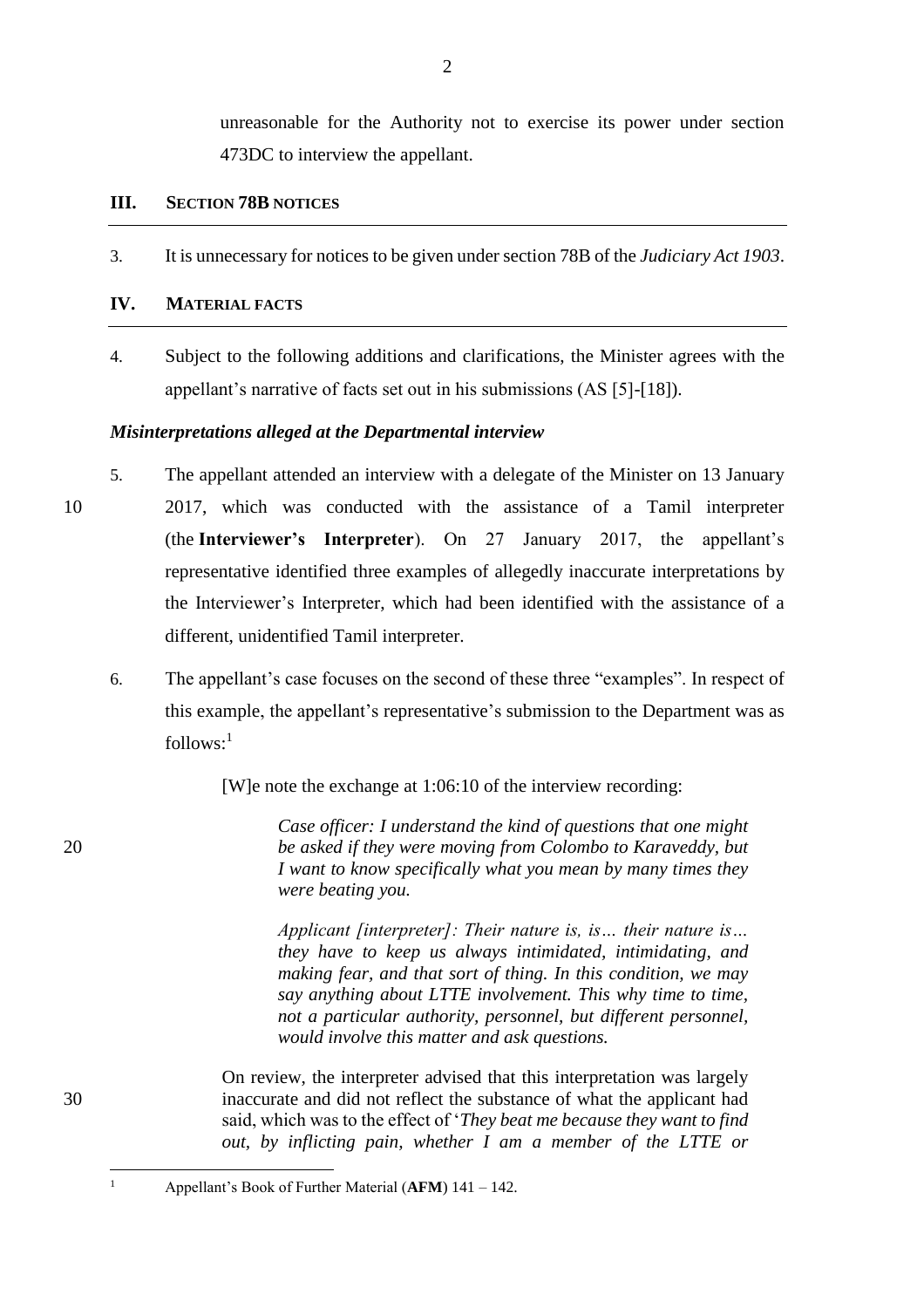unreasonable for the Authority not to exercise its power under section 473DC to interview the appellant.

## III. SECTION 78B NOTICES

3. It is unnecessary for notices to be given under section 78B of the *Judiciary Act 1903*.

## IV. MATERIAL FACTS

4. Subject to the following additions and clarifications, the Minister agrees with the appellant's narrative of facts set out in his submissions (AS [5]-[18]).

### *Misinterpretations alleged at the Departmental interview*

5. The appellant attended an interview with a delegate of the Minister on 13 January 2017, which was conducted with the assistance of a Tamil interpreter (the **Interviewer's Interpreter**). On 27 January 2017, the appellant's representative identified three examples of allegedly inaccurate interpretations by the Interviewer's Interpreter, which had been identified with the assistance of a different, unidentified Tamil interpreter.

6. The appellant's case focuses on the second of these three "examples". In respect of this example, the appellant's representative's submission to the Department was as follows:[1]

> [W]e note the exchange at 1:06:10 of the interview recording:
>
> > *Case officer: I understand the kind of questions that one might be asked if they were moving from Colombo to Karaveddy, but I want to know specifically what you mean by many times they were beating you.*
> >
> > *Applicant [interpreter]: Their nature is, is… their nature is… they have to keep us always intimidated, intimidating, and making fear, and that sort of thing. In this condition, we may say anything about LTTE involvement. This why time to time, not a particular authority, personnel, but different personnel, would involve this matter and ask questions.*
>
> On review, the interpreter advised that this interpretation was largely inaccurate and did not reflect the substance of what the applicant had said, which was to the effect of '*They beat me because they want to find out, by inflicting pain, whether I am a member of the LTTE or*

---

[1] Appellant's Book of Further Material (**AFM**) 141 – 142.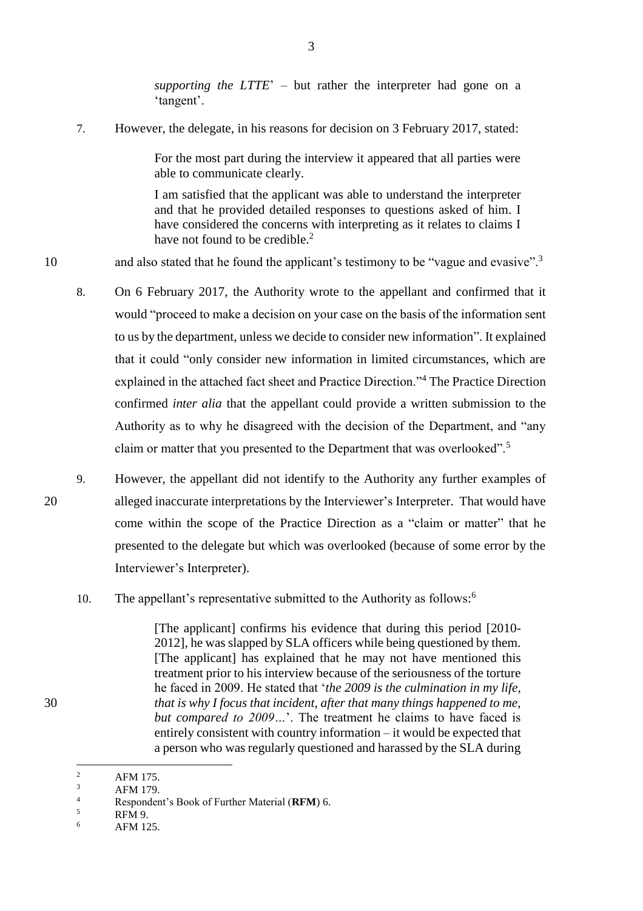*supporting the LTTE*' – but rather the interpreter had gone on a 'tangent'.

7. However, the delegate, in his reasons for decision on 3 February 2017, stated:

> For the most part during the interview it appeared that all parties were able to communicate clearly.
>
> I am satisfied that the applicant was able to understand the interpreter and that he provided detailed responses to questions asked of him. I have considered the concerns with interpreting as it relates to claims I have not found to be credible.[2]

and also stated that he found the applicant's testimony to be "vague and evasive".[3]

8. On 6 February 2017, the Authority wrote to the appellant and confirmed that it would "proceed to make a decision on your case on the basis of the information sent to us by the department, unless we decide to consider new information". It explained that it could "only consider new information in limited circumstances, which are explained in the attached fact sheet and Practice Direction."[4] The Practice Direction confirmed *inter alia* that the appellant could provide a written submission to the Authority as to why he disagreed with the decision of the Department, and "any claim or matter that you presented to the Department that was overlooked".[5]

9. However, the appellant did not identify to the Authority any further examples of alleged inaccurate interpretations by the Interviewer's Interpreter. That would have come within the scope of the Practice Direction as a "claim or matter" that he presented to the delegate but which was overlooked (because of some error by the Interviewer's Interpreter).

10. The appellant's representative submitted to the Authority as follows:[6]

> [The applicant] confirms his evidence that during this period [2010-2012], he was slapped by SLA officers while being questioned by them. [The applicant] has explained that he may not have mentioned this treatment prior to his interview because of the seriousness of the torture he faced in 2009. He stated that '*the 2009 is the culmination in my life, that is why I focus that incident, after that many things happened to me, but compared to 2009…*'. The treatment he claims to have faced is entirely consistent with country information – it would be expected that a person who was regularly questioned and harassed by the SLA during

---

[2] AFM 175.

[3] AFM 179.

[4] Respondent's Book of Further Material (**RFM**) 6.

[5] RFM 9.

[6] AFM 125.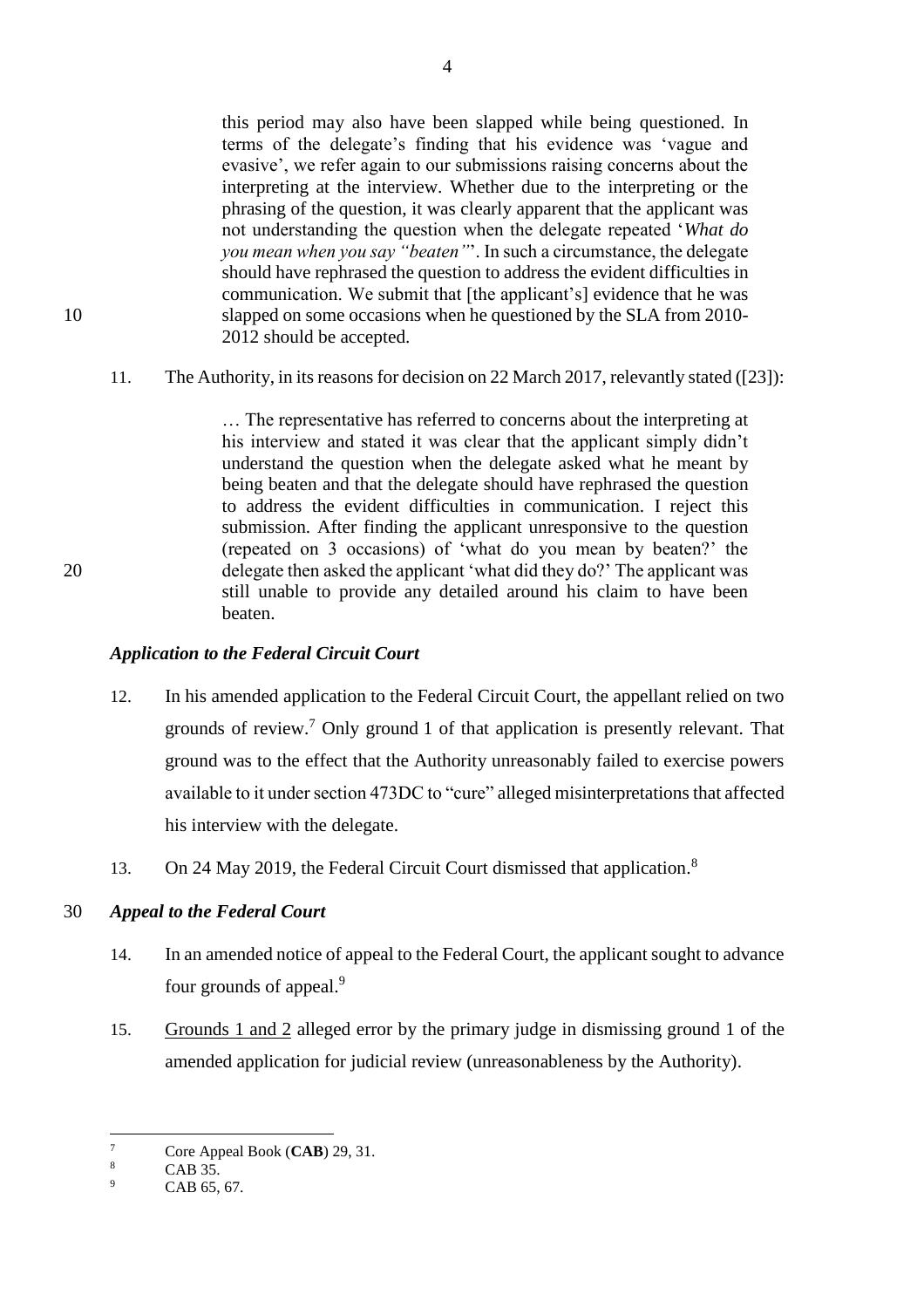> this period may also have been slapped while being questioned. In terms of the delegate's finding that his evidence was 'vague and evasive', we refer again to our submissions raising concerns about the interpreting at the interview. Whether due to the interpreting or the phrasing of the question, it was clearly apparent that the applicant was not understanding the question when the delegate repeated '*What do you mean when you say "beaten"*'. In such a circumstance, the delegate should have rephrased the question to address the evident difficulties in communication. We submit that [the applicant's] evidence that he was slapped on some occasions when he questioned by the SLA from 2010-2012 should be accepted.

11. The Authority, in its reasons for decision on 22 March 2017, relevantly stated ([23]):

> … The representative has referred to concerns about the interpreting at his interview and stated it was clear that the applicant simply didn't understand the question when the delegate asked what he meant by being beaten and that the delegate should have rephrased the question to address the evident difficulties in communication. I reject this submission. After finding the applicant unresponsive to the question (repeated on 3 occasions) of 'what do you mean by beaten?' the delegate then asked the applicant 'what did they do?' The applicant was still unable to provide any detailed around his claim to have been beaten.

### *Application to the Federal Circuit Court*

12. In his amended application to the Federal Circuit Court, the appellant relied on two grounds of review.[7] Only ground 1 of that application is presently relevant. That ground was to the effect that the Authority unreasonably failed to exercise powers available to it under section 473DC to "cure" alleged misinterpretations that affected his interview with the delegate.

13. On 24 May 2019, the Federal Circuit Court dismissed that application.[8]

### *Appeal to the Federal Court*

14. In an amended notice of appeal to the Federal Court, the applicant sought to advance four grounds of appeal.[9]

15. <u>Grounds 1 and 2</u> alleged error by the primary judge in dismissing ground 1 of the amended application for judicial review (unreasonableness by the Authority).

---

[7] Core Appeal Book (**CAB**) 29, 31.

[8] CAB 35.

[9] CAB 65, 67.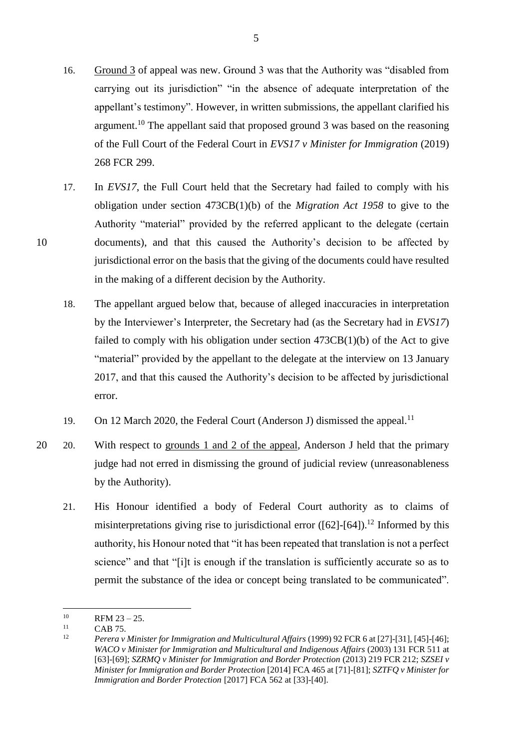16. Ground 3 of appeal was new. Ground 3 was that the Authority was "disabled from carrying out its jurisdiction" "in the absence of adequate interpretation of the appellant's testimony". However, in written submissions, the appellant clarified his argument.[10] The appellant said that proposed ground 3 was based on the reasoning of the Full Court of the Federal Court in *EVS17 v Minister for Immigration* (2019) 268 FCR 299.

17. In *EVS17*, the Full Court held that the Secretary had failed to comply with his obligation under section 473CB(1)(b) of the *Migration Act 1958* to give to the Authority "material" provided by the referred applicant to the delegate (certain documents), and that this caused the Authority's decision to be affected by jurisdictional error on the basis that the giving of the documents could have resulted in the making of a different decision by the Authority.

18. The appellant argued below that, because of alleged inaccuracies in interpretation by the Interviewer's Interpreter, the Secretary had (as the Secretary had in *EVS17*) failed to comply with his obligation under section 473CB(1)(b) of the Act to give "material" provided by the appellant to the delegate at the interview on 13 January 2017, and that this caused the Authority's decision to be affected by jurisdictional error.

19. On 12 March 2020, the Federal Court (Anderson J) dismissed the appeal.[11]

20. With respect to grounds 1 and 2 of the appeal, Anderson J held that the primary judge had not erred in dismissing the ground of judicial review (unreasonableness by the Authority).

21. His Honour identified a body of Federal Court authority as to claims of misinterpretations giving rise to jurisdictional error ([62]-[64]).[12] Informed by this authority, his Honour noted that "it has been repeated that translation is not a perfect science" and that "[i]t is enough if the translation is sufficiently accurate so as to permit the substance of the idea or concept being translated to be communicated".

---

[10] RFM 23 – 25.

[11] CAB 75.

[12] *Perera v Minister for Immigration and Multicultural Affairs* (1999) 92 FCR 6 at [27]-[31], [45]-[46]; *WACO v Minister for Immigration and Multicultural and Indigenous Affairs* (2003) 131 FCR 511 at [63]-[69]; *SZRMQ v Minister for Immigration and Border Protection* (2013) 219 FCR 212; *SZSEI v Minister for Immigration and Border Protection* [2014] FCA 465 at [71]-[81]; *SZTFQ v Minister for Immigration and Border Protection* [2017] FCA 562 at [33]-[40].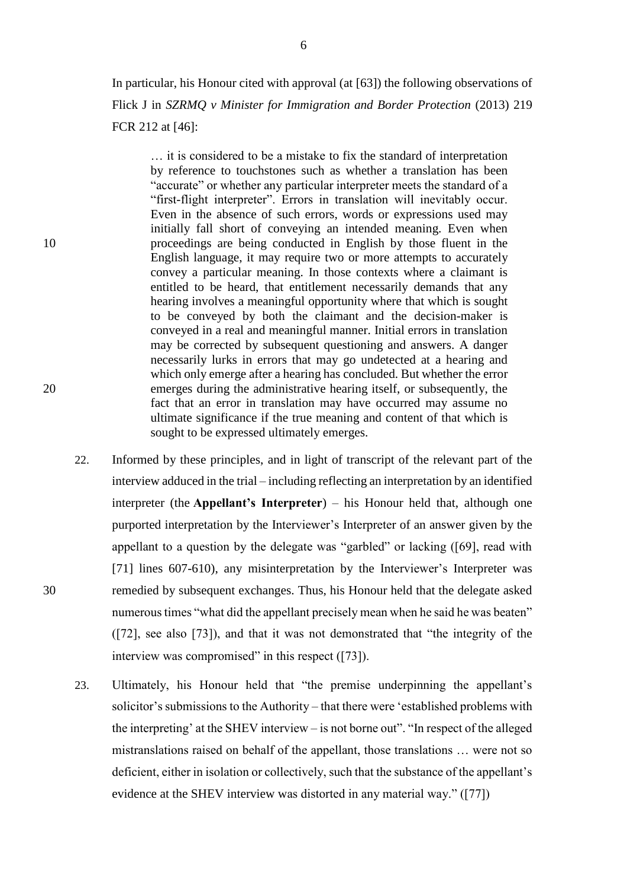In particular, his Honour cited with approval (at [63]) the following observations of Flick J in *SZRMQ v Minister for Immigration and Border Protection* (2013) 219 FCR 212 at [46]:

> … it is considered to be a mistake to fix the standard of interpretation by reference to touchstones such as whether a translation has been "accurate" or whether any particular interpreter meets the standard of a "first-flight interpreter". Errors in translation will inevitably occur. Even in the absence of such errors, words or expressions used may initially fall short of conveying an intended meaning. Even when proceedings are being conducted in English by those fluent in the English language, it may require two or more attempts to accurately convey a particular meaning. In those contexts where a claimant is entitled to be heard, that entitlement necessarily demands that any hearing involves a meaningful opportunity where that which is sought to be conveyed by both the claimant and the decision-maker is conveyed in a real and meaningful manner. Initial errors in translation may be corrected by subsequent questioning and answers. A danger necessarily lurks in errors that may go undetected at a hearing and which only emerge after a hearing has concluded. But whether the error emerges during the administrative hearing itself, or subsequently, the fact that an error in translation may have occurred may assume no ultimate significance if the true meaning and content of that which is sought to be expressed ultimately emerges.

22. Informed by these principles, and in light of transcript of the relevant part of the interview adduced in the trial – including reflecting an interpretation by an identified interpreter (the **Appellant's Interpreter**) – his Honour held that, although one purported interpretation by the Interviewer's Interpreter of an answer given by the appellant to a question by the delegate was "garbled" or lacking ([69], read with [71] lines 607-610), any misinterpretation by the Interviewer's Interpreter was remedied by subsequent exchanges. Thus, his Honour held that the delegate asked numerous times "what did the appellant precisely mean when he said he was beaten" ([72], see also [73]), and that it was not demonstrated that "the integrity of the interview was compromised" in this respect ([73]).

23. Ultimately, his Honour held that "the premise underpinning the appellant's solicitor's submissions to the Authority – that there were 'established problems with the interpreting' at the SHEV interview – is not borne out". "In respect of the alleged mistranslations raised on behalf of the appellant, those translations … were not so deficient, either in isolation or collectively, such that the substance of the appellant's evidence at the SHEV interview was distorted in any material way." ([77])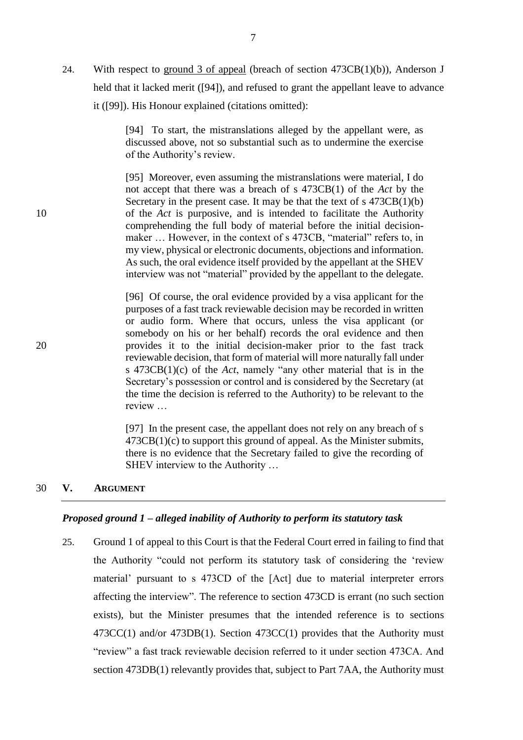24. With respect to ground 3 of appeal (breach of section 473CB(1)(b)), Anderson J held that it lacked merit ([94]), and refused to grant the appellant leave to advance it ([99]). His Honour explained (citations omitted):

> [94] To start, the mistranslations alleged by the appellant were, as discussed above, not so substantial such as to undermine the exercise of the Authority's review.
>
> [95] Moreover, even assuming the mistranslations were material, I do not accept that there was a breach of s 473CB(1) of the *Act* by the Secretary in the present case. It may be that the text of s 473CB(1)(b) of the *Act* is purposive, and is intended to facilitate the Authority comprehending the full body of material before the initial decision-maker … However, in the context of s 473CB, "material" refers to, in my view, physical or electronic documents, objections and information. As such, the oral evidence itself provided by the appellant at the SHEV interview was not "material" provided by the appellant to the delegate.
>
> [96] Of course, the oral evidence provided by a visa applicant for the purposes of a fast track reviewable decision may be recorded in written or audio form. Where that occurs, unless the visa applicant (or somebody on his or her behalf) records the oral evidence and then provides it to the initial decision-maker prior to the fast track reviewable decision, that form of material will more naturally fall under s 473CB(1)(c) of the *Act*, namely "any other material that is in the Secretary's possession or control and is considered by the Secretary (at the time the decision is referred to the Authority) to be relevant to the review …
>
> [97] In the present case, the appellant does not rely on any breach of s 473CB(1)(c) to support this ground of appeal. As the Minister submits, there is no evidence that the Secretary failed to give the recording of SHEV interview to the Authority …

## V. ARGUMENT

### *Proposed ground 1 – alleged inability of Authority to perform its statutory task*

25. Ground 1 of appeal to this Court is that the Federal Court erred in failing to find that the Authority "could not perform its statutory task of considering the 'review material' pursuant to s 473CD of the [Act] due to material interpreter errors affecting the interview". The reference to section 473CD is errant (no such section exists), but the Minister presumes that the intended reference is to sections 473CC(1) and/or 473DB(1). Section 473CC(1) provides that the Authority must "review" a fast track reviewable decision referred to it under section 473CA. And section 473DB(1) relevantly provides that, subject to Part 7AA, the Authority must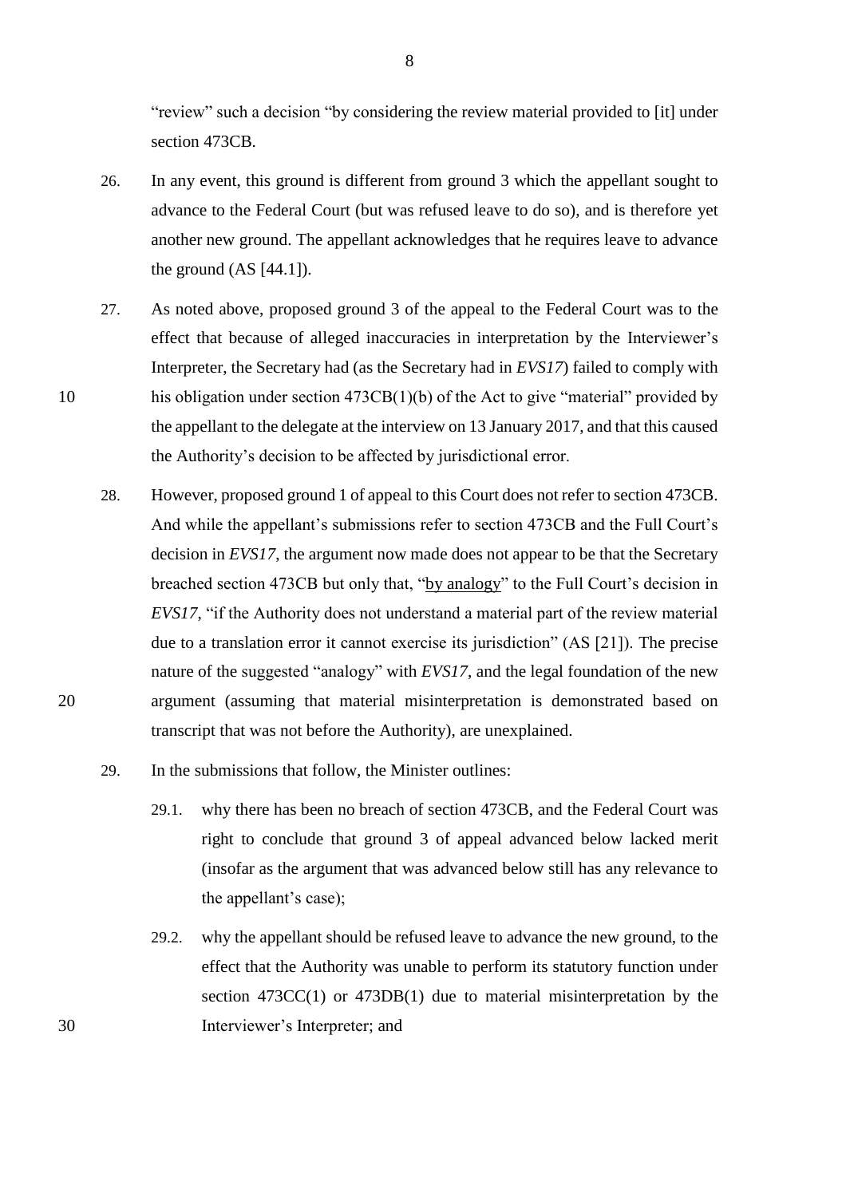"review" such a decision "by considering the review material provided to [it] under section 473CB.

26. In any event, this ground is different from ground 3 which the appellant sought to advance to the Federal Court (but was refused leave to do so), and is therefore yet another new ground. The appellant acknowledges that he requires leave to advance the ground (AS [44.1]).

27. As noted above, proposed ground 3 of the appeal to the Federal Court was to the effect that because of alleged inaccuracies in interpretation by the Interviewer's Interpreter, the Secretary had (as the Secretary had in *EVS17*) failed to comply with his obligation under section 473CB(1)(b) of the Act to give "material" provided by the appellant to the delegate at the interview on 13 January 2017, and that this caused the Authority's decision to be affected by jurisdictional error.

28. However, proposed ground 1 of appeal to this Court does not refer to section 473CB. And while the appellant's submissions refer to section 473CB and the Full Court's decision in *EVS17*, the argument now made does not appear to be that the Secretary breached section 473CB but only that, "<u>by analogy</u>" to the Full Court's decision in *EVS17*, "if the Authority does not understand a material part of the review material due to a translation error it cannot exercise its jurisdiction" (AS [21]). The precise nature of the suggested "analogy" with *EVS17*, and the legal foundation of the new argument (assuming that material misinterpretation is demonstrated based on transcript that was not before the Authority), are unexplained.

29. In the submissions that follow, the Minister outlines:

    29.1. why there has been no breach of section 473CB, and the Federal Court was right to conclude that ground 3 of appeal advanced below lacked merit (insofar as the argument that was advanced below still has any relevance to the appellant's case);

    29.2. why the appellant should be refused leave to advance the new ground, to the effect that the Authority was unable to perform its statutory function under section 473CC(1) or 473DB(1) due to material misinterpretation by the Interviewer's Interpreter; and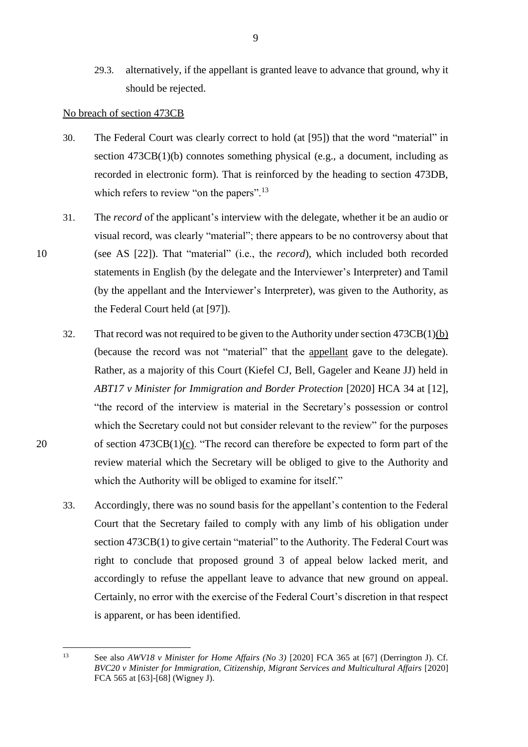29.3. alternatively, if the appellant is granted leave to advance that ground, why it should be rejected.

<u>No breach of section 473CB</u>

30. The Federal Court was clearly correct to hold (at [95]) that the word "material" in section 473CB(1)(b) connotes something physical (e.g., a document, including as recorded in electronic form). That is reinforced by the heading to section 473DB, which refers to review "on the papers".[13]

31. The *record* of the applicant's interview with the delegate, whether it be an audio or visual record, was clearly "material"; there appears to be no controversy about that (see AS [22]). That "material" (i.e., the *record*), which included both recorded statements in English (by the delegate and the Interviewer's Interpreter) and Tamil (by the appellant and the Interviewer's Interpreter), was given to the Authority, as the Federal Court held (at [97]).

32. That record was not required to be given to the Authority under section 473CB(1)<u>(b)</u> (because the record was not "material" that the <u>appellant</u> gave to the delegate). Rather, as a majority of this Court (Kiefel CJ, Bell, Gageler and Keane JJ) held in *ABT17 v Minister for Immigration and Border Protection* [2020] HCA 34 at [12], "the record of the interview is material in the Secretary's possession or control which the Secretary could not but consider relevant to the review" for the purposes of section 473CB(1)<u>(c)</u>. "The record can therefore be expected to form part of the review material which the Secretary will be obliged to give to the Authority and which the Authority will be obliged to examine for itself."

33. Accordingly, there was no sound basis for the appellant's contention to the Federal Court that the Secretary failed to comply with any limb of his obligation under section 473CB(1) to give certain "material" to the Authority. The Federal Court was right to conclude that proposed ground 3 of appeal below lacked merit, and accordingly to refuse the appellant leave to advance that new ground on appeal. Certainly, no error with the exercise of the Federal Court's discretion in that respect is apparent, or has been identified.

---

[13] See also *AWV18 v Minister for Home Affairs (No 3)* [2020] FCA 365 at [67] (Derrington J). Cf. *BVC20 v Minister for Immigration, Citizenship, Migrant Services and Multicultural Affairs* [2020] FCA 565 at [63]-[68] (Wigney J).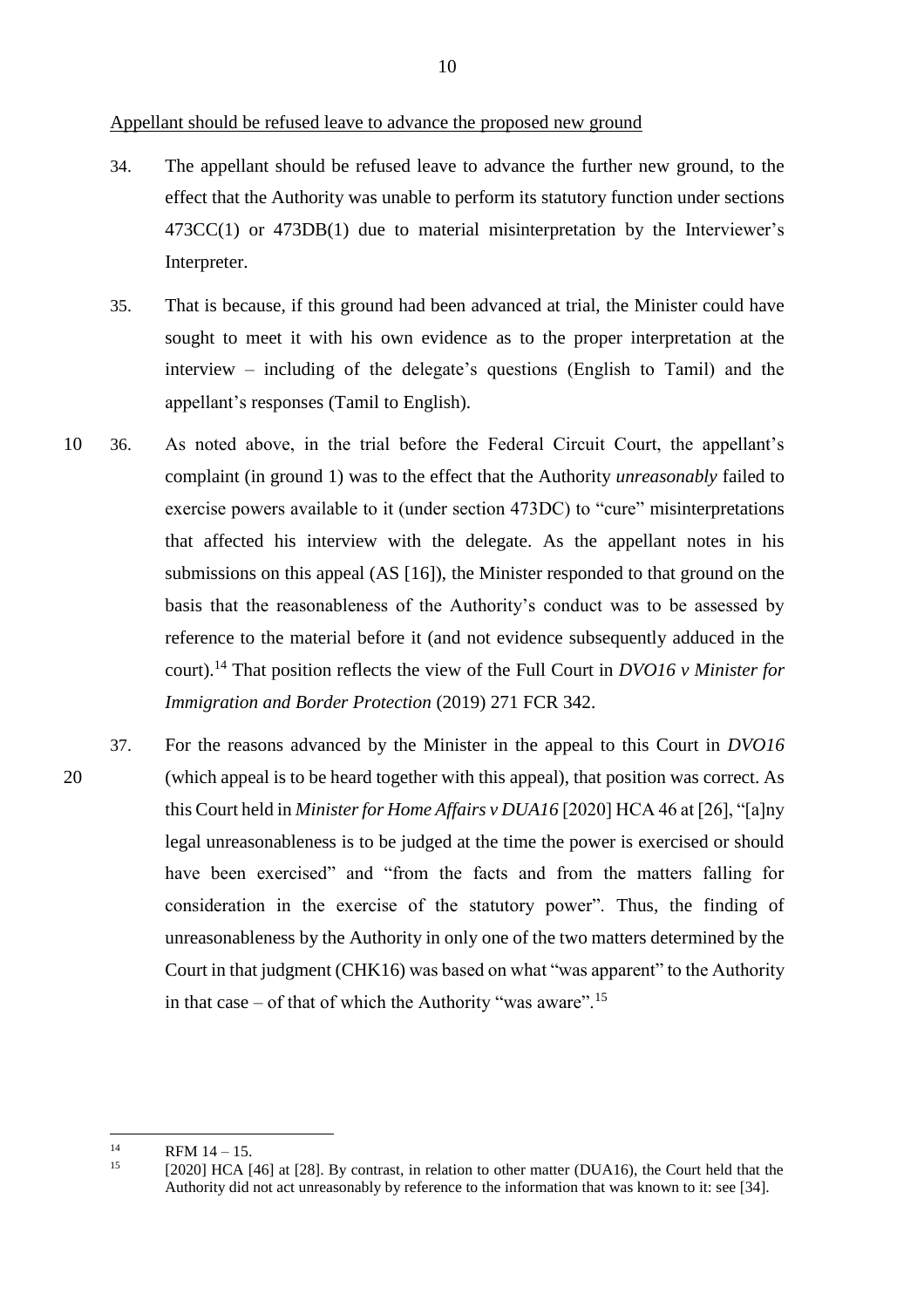Appellant should be refused leave to advance the proposed new ground

34. The appellant should be refused leave to advance the further new ground, to the effect that the Authority was unable to perform its statutory function under sections 473CC(1) or 473DB(1) due to material misinterpretation by the Interviewer's Interpreter.

35. That is because, if this ground had been advanced at trial, the Minister could have sought to meet it with his own evidence as to the proper interpretation at the interview – including of the delegate's questions (English to Tamil) and the appellant's responses (Tamil to English).

36. As noted above, in the trial before the Federal Circuit Court, the appellant's complaint (in ground 1) was to the effect that the Authority *unreasonably* failed to exercise powers available to it (under section 473DC) to "cure" misinterpretations that affected his interview with the delegate. As the appellant notes in his submissions on this appeal (AS [16]), the Minister responded to that ground on the basis that the reasonableness of the Authority's conduct was to be assessed by reference to the material before it (and not evidence subsequently adduced in the court).[14] That position reflects the view of the Full Court in *DVO16 v Minister for Immigration and Border Protection* (2019) 271 FCR 342.

37. For the reasons advanced by the Minister in the appeal to this Court in *DVO16* (which appeal is to be heard together with this appeal), that position was correct. As this Court held in *Minister for Home Affairs v DUA16* [2020] HCA 46 at [26], "[a]ny legal unreasonableness is to be judged at the time the power is exercised or should have been exercised" and "from the facts and from the matters falling for consideration in the exercise of the statutory power". Thus, the finding of unreasonableness by the Authority in only one of the two matters determined by the Court in that judgment (CHK16) was based on what "was apparent" to the Authority in that case – of that of which the Authority "was aware".[15]

---

[14] RFM 14 – 15.

[15] [2020] HCA [46] at [28]. By contrast, in relation to other matter (DUA16), the Court held that the Authority did not act unreasonably by reference to the information that was known to it: see [34].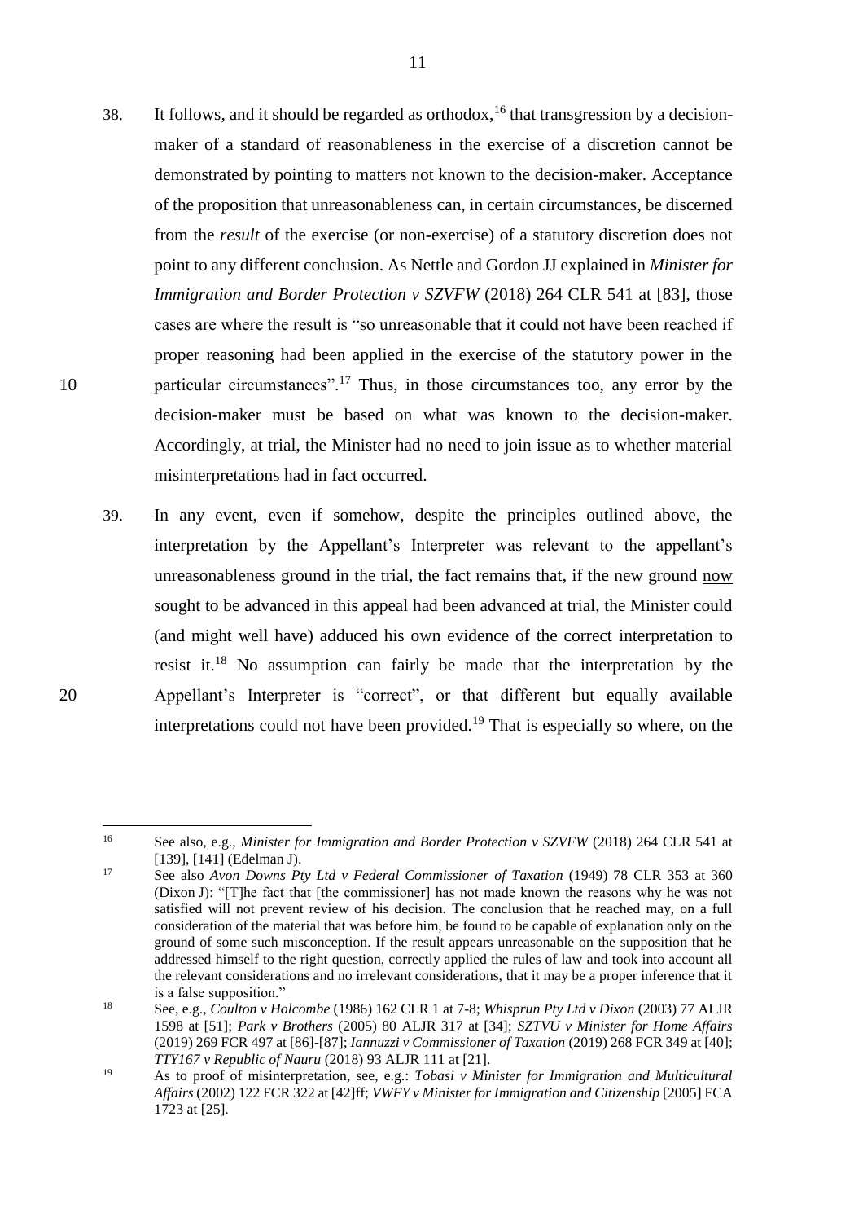38. It follows, and it should be regarded as orthodox,[16] that transgression by a decision-maker of a standard of reasonableness in the exercise of a discretion cannot be demonstrated by pointing to matters not known to the decision-maker. Acceptance of the proposition that unreasonableness can, in certain circumstances, be discerned from the *result* of the exercise (or non-exercise) of a statutory discretion does not point to any different conclusion. As Nettle and Gordon JJ explained in *Minister for Immigration and Border Protection v SZVFW* (2018) 264 CLR 541 at [83], those cases are where the result is "so unreasonable that it could not have been reached if proper reasoning had been applied in the exercise of the statutory power in the particular circumstances".[17] Thus, in those circumstances too, any error by the decision-maker must be based on what was known to the decision-maker. Accordingly, at trial, the Minister had no need to join issue as to whether material misinterpretations had in fact occurred.

39. In any event, even if somehow, despite the principles outlined above, the interpretation by the Appellant's Interpreter was relevant to the appellant's unreasonableness ground in the trial, the fact remains that, if the new ground <u>now</u> sought to be advanced in this appeal had been advanced at trial, the Minister could (and might well have) adduced his own evidence of the correct interpretation to resist it.[18] No assumption can fairly be made that the interpretation by the Appellant's Interpreter is "correct", or that different but equally available interpretations could not have been provided.[19] That is especially so where, on the

---

[16] See also, e.g., *Minister for Immigration and Border Protection v SZVFW* (2018) 264 CLR 541 at [139], [141] (Edelman J).

[17] See also *Avon Downs Pty Ltd v Federal Commissioner of Taxation* (1949) 78 CLR 353 at 360 (Dixon J): "[T]he fact that [the commissioner] has not made known the reasons why he was not satisfied will not prevent review of his decision. The conclusion that he reached may, on a full consideration of the material that was before him, be found to be capable of explanation only on the ground of some such misconception. If the result appears unreasonable on the supposition that he addressed himself to the right question, correctly applied the rules of law and took into account all the relevant considerations and no irrelevant considerations, that it may be a proper inference that it is a false supposition."

[18] See, e.g., *Coulton v Holcombe* (1986) 162 CLR 1 at 7-8; *Whisprun Pty Ltd v Dixon* (2003) 77 ALJR 1598 at [51]; *Park v Brothers* (2005) 80 ALJR 317 at [34]; *SZTVU v Minister for Home Affairs* (2019) 269 FCR 497 at [86]-[87]; *Iannuzzi v Commissioner of Taxation* (2019) 268 FCR 349 at [40]; *TTY167 v Republic of Nauru* (2018) 93 ALJR 111 at [21].

[19] As to proof of misinterpretation, see, e.g.: *Tobasi v Minister for Immigration and Multicultural Affairs* (2002) 122 FCR 322 at [42]ff; *VWFY v Minister for Immigration and Citizenship* [2005] FCA 1723 at [25].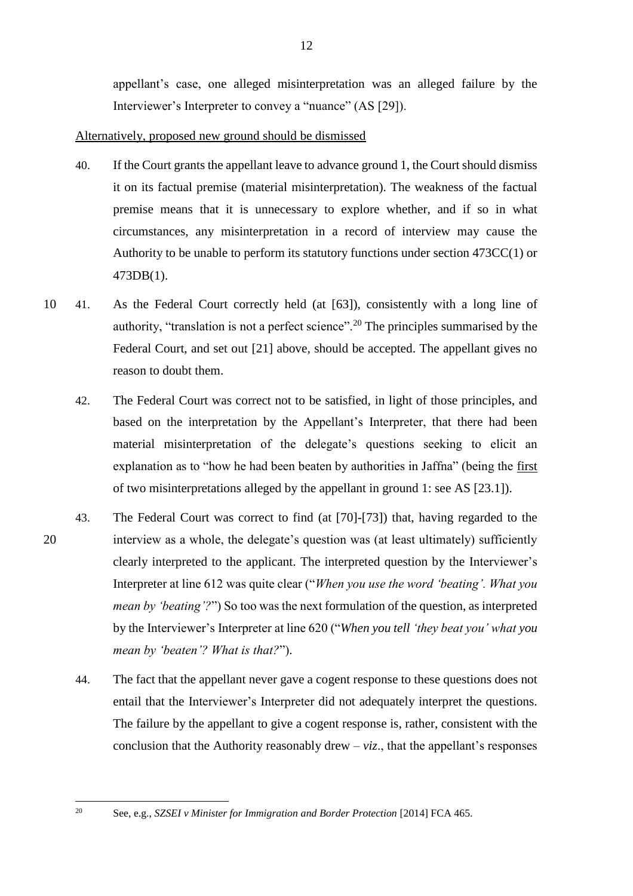appellant's case, one alleged misinterpretation was an alleged failure by the Interviewer's Interpreter to convey a "nuance" (AS [29]).

<u>Alternatively, proposed new ground should be dismissed</u>

40. If the Court grants the appellant leave to advance ground 1, the Court should dismiss it on its factual premise (material misinterpretation). The weakness of the factual premise means that it is unnecessary to explore whether, and if so in what circumstances, any misinterpretation in a record of interview may cause the Authority to be unable to perform its statutory functions under section 473CC(1) or 473DB(1).

41. As the Federal Court correctly held (at [63]), consistently with a long line of authority, "translation is not a perfect science".[20] The principles summarised by the Federal Court, and set out [21] above, should be accepted. The appellant gives no reason to doubt them.

42. The Federal Court was correct not to be satisfied, in light of those principles, and based on the interpretation by the Appellant's Interpreter, that there had been material misinterpretation of the delegate's questions seeking to elicit an explanation as to "how he had been beaten by authorities in Jaffna" (being the <u>first</u> of two misinterpretations alleged by the appellant in ground 1: see AS [23.1]).

43. The Federal Court was correct to find (at [70]-[73]) that, having regarded to the interview as a whole, the delegate's question was (at least ultimately) sufficiently clearly interpreted to the applicant. The interpreted question by the Interviewer's Interpreter at line 612 was quite clear ("*When you use the word 'beating'. What you mean by 'beating'?*") So too was the next formulation of the question, as interpreted by the Interviewer's Interpreter at line 620 ("*When you tell 'they beat you' what you mean by 'beaten'? What is that?*").

44. The fact that the appellant never gave a cogent response to these questions does not entail that the Interviewer's Interpreter did not adequately interpret the questions. The failure by the appellant to give a cogent response is, rather, consistent with the conclusion that the Authority reasonably drew – *viz*., that the appellant's responses

---

[20] See, e.g., *SZSEI v Minister for Immigration and Border Protection* [2014] FCA 465.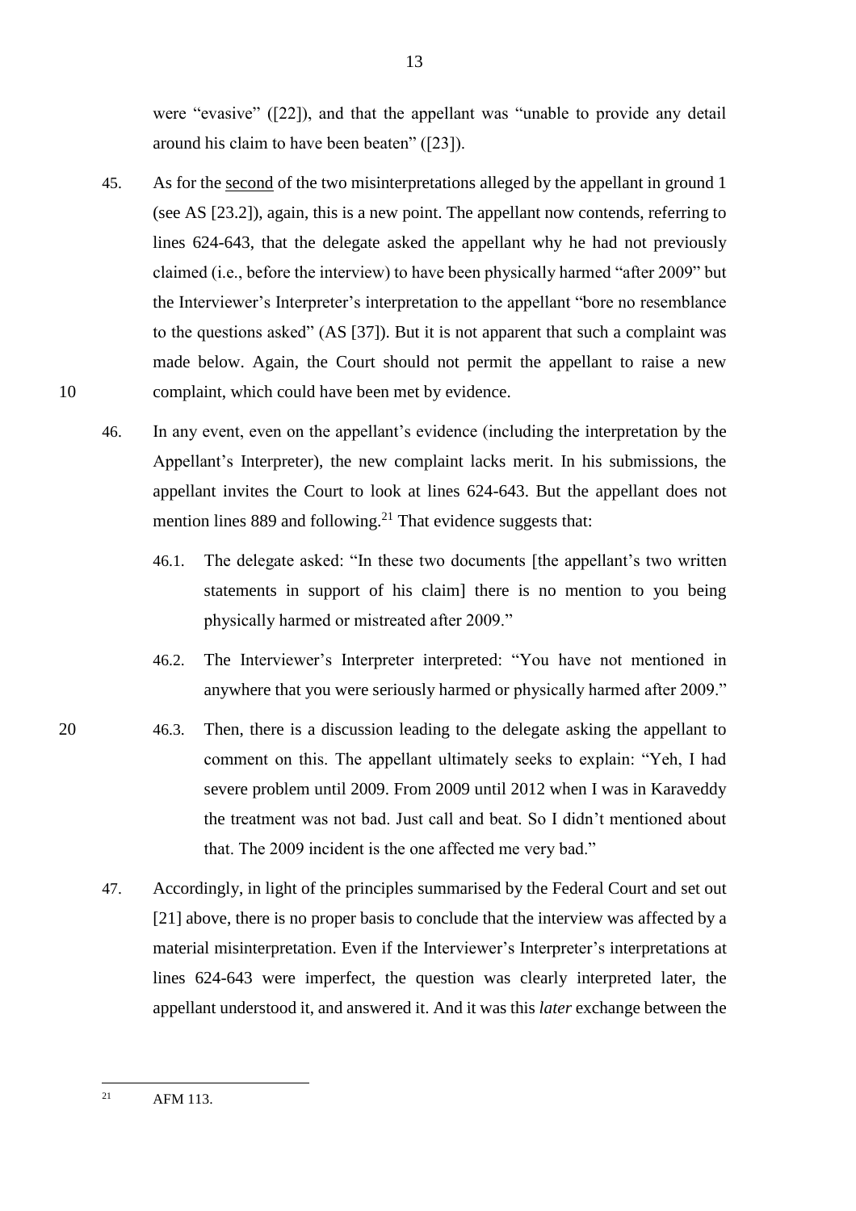were "evasive" ([22]), and that the appellant was "unable to provide any detail around his claim to have been beaten" ([23]).

45. As for the second of the two misinterpretations alleged by the appellant in ground 1 (see AS [23.2]), again, this is a new point. The appellant now contends, referring to lines 624-643, that the delegate asked the appellant why he had not previously claimed (i.e., before the interview) to have been physically harmed "after 2009" but the Interviewer's Interpreter's interpretation to the appellant "bore no resemblance to the questions asked" (AS [37]). But it is not apparent that such a complaint was made below. Again, the Court should not permit the appellant to raise a new complaint, which could have been met by evidence.

46. In any event, even on the appellant's evidence (including the interpretation by the Appellant's Interpreter), the new complaint lacks merit. In his submissions, the appellant invites the Court to look at lines 624-643. But the appellant does not mention lines 889 and following.[21] That evidence suggests that:

    46.1. The delegate asked: "In these two documents [the appellant's two written statements in support of his claim] there is no mention to you being physically harmed or mistreated after 2009."

    46.2. The Interviewer's Interpreter interpreted: "You have not mentioned in anywhere that you were seriously harmed or physically harmed after 2009."

    46.3. Then, there is a discussion leading to the delegate asking the appellant to comment on this. The appellant ultimately seeks to explain: "Yeh, I had severe problem until 2009. From 2009 until 2012 when I was in Karaveddy the treatment was not bad. Just call and beat. So I didn't mentioned about that. The 2009 incident is the one affected me very bad."

47. Accordingly, in light of the principles summarised by the Federal Court and set out [21] above, there is no proper basis to conclude that the interview was affected by a material misinterpretation. Even if the Interviewer's Interpreter's interpretations at lines 624-643 were imperfect, the question was clearly interpreted later, the appellant understood it, and answered it. And it was this *later* exchange between the

---

[21] AFM 113.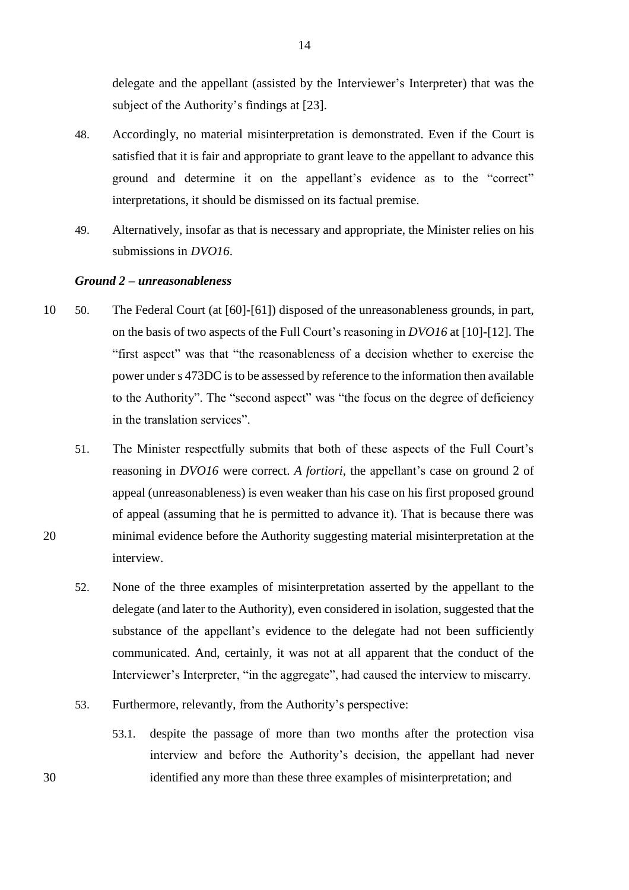delegate and the appellant (assisted by the Interviewer's Interpreter) that was the subject of the Authority's findings at [23].

48. Accordingly, no material misinterpretation is demonstrated. Even if the Court is satisfied that it is fair and appropriate to grant leave to the appellant to advance this ground and determine it on the appellant's evidence as to the "correct" interpretations, it should be dismissed on its factual premise.

49. Alternatively, insofar as that is necessary and appropriate, the Minister relies on his submissions in *DVO16*.

### *Ground 2 – unreasonableness*

50. The Federal Court (at [60]-[61]) disposed of the unreasonableness grounds, in part, on the basis of two aspects of the Full Court's reasoning in *DVO16* at [10]-[12]. The "first aspect" was that "the reasonableness of a decision whether to exercise the power under s 473DC is to be assessed by reference to the information then available to the Authority". The "second aspect" was "the focus on the degree of deficiency in the translation services".

51. The Minister respectfully submits that both of these aspects of the Full Court's reasoning in *DVO16* were correct. *A fortiori*, the appellant's case on ground 2 of appeal (unreasonableness) is even weaker than his case on his first proposed ground of appeal (assuming that he is permitted to advance it). That is because there was minimal evidence before the Authority suggesting material misinterpretation at the interview.

52. None of the three examples of misinterpretation asserted by the appellant to the delegate (and later to the Authority), even considered in isolation, suggested that the substance of the appellant's evidence to the delegate had not been sufficiently communicated. And, certainly, it was not at all apparent that the conduct of the Interviewer's Interpreter, "in the aggregate", had caused the interview to miscarry.

53. Furthermore, relevantly, from the Authority's perspective:

    53.1. despite the passage of more than two months after the protection visa interview and before the Authority's decision, the appellant had never identified any more than these three examples of misinterpretation; and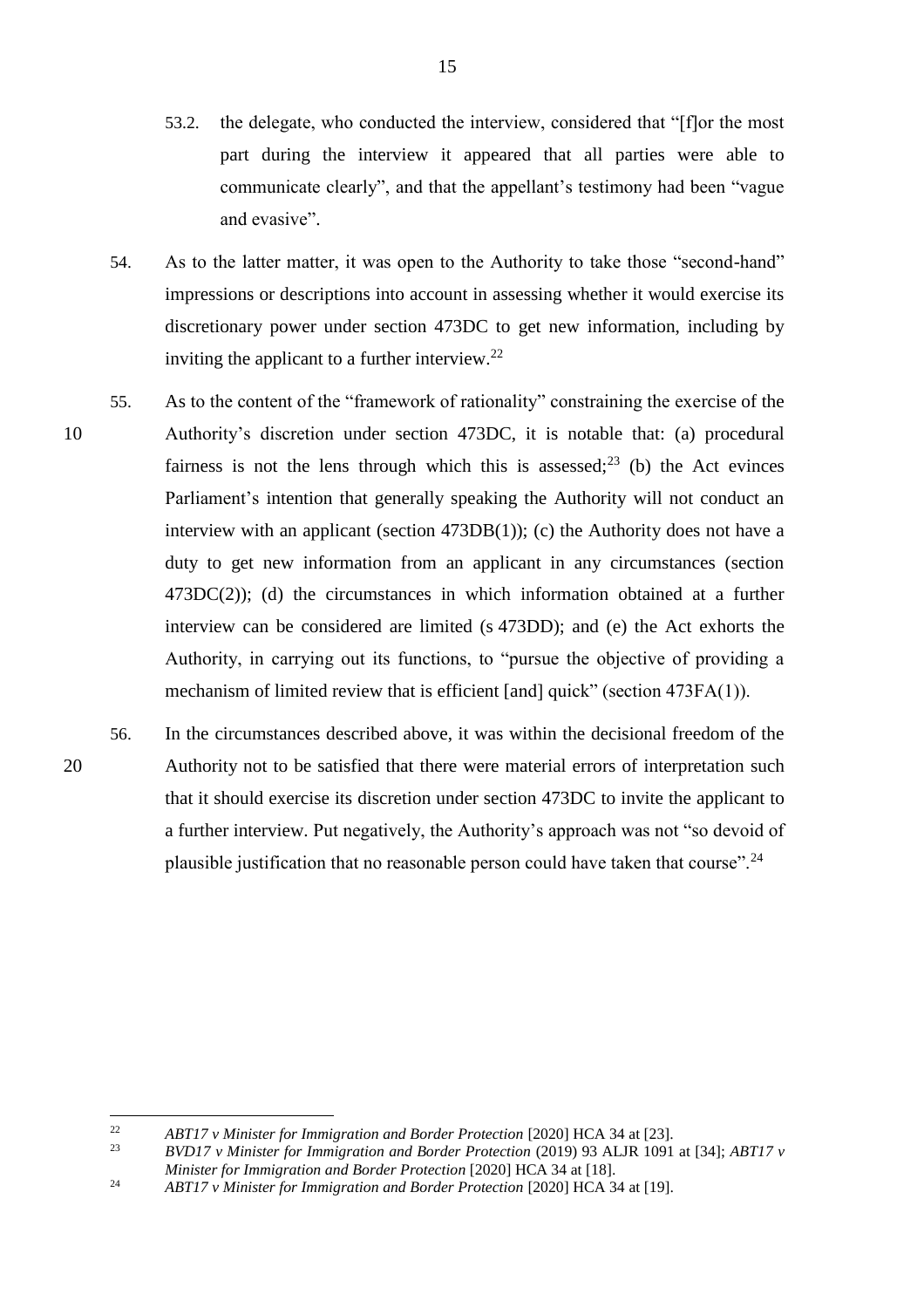53.2. the delegate, who conducted the interview, considered that "[f]or the most part during the interview it appeared that all parties were able to communicate clearly", and that the appellant's testimony had been "vague and evasive".

54. As to the latter matter, it was open to the Authority to take those "second-hand" impressions or descriptions into account in assessing whether it would exercise its discretionary power under section 473DC to get new information, including by inviting the applicant to a further interview.[22]

55. As to the content of the "framework of rationality" constraining the exercise of the Authority's discretion under section 473DC, it is notable that: (a) procedural fairness is not the lens through which this is assessed;[23] (b) the Act evinces Parliament's intention that generally speaking the Authority will not conduct an interview with an applicant (section 473DB(1)); (c) the Authority does not have a duty to get new information from an applicant in any circumstances (section 473DC(2)); (d) the circumstances in which information obtained at a further interview can be considered are limited (s 473DD); and (e) the Act exhorts the Authority, in carrying out its functions, to "pursue the objective of providing a mechanism of limited review that is efficient [and] quick" (section 473FA(1)).

56. In the circumstances described above, it was within the decisional freedom of the Authority not to be satisfied that there were material errors of interpretation such that it should exercise its discretion under section 473DC to invite the applicant to a further interview. Put negatively, the Authority's approach was not "so devoid of plausible justification that no reasonable person could have taken that course".[24]

---

[22] *ABT17 v Minister for Immigration and Border Protection* [2020] HCA 34 at [23].

[23] *BVD17 v Minister for Immigration and Border Protection* (2019) 93 ALJR 1091 at [34]; *ABT17 v Minister for Immigration and Border Protection* [2020] HCA 34 at [18].

[24] *ABT17 v Minister for Immigration and Border Protection* [2020] HCA 34 at [19].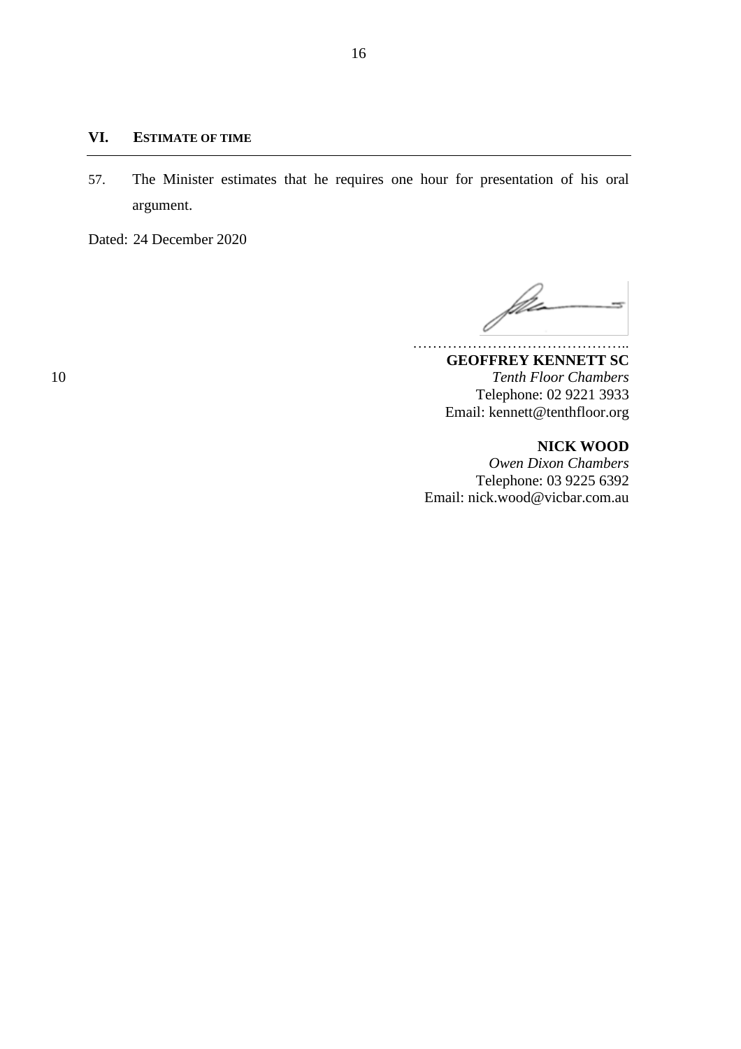## VI. ESTIMATE OF TIME

57. The Minister estimates that he requires one hour for presentation of his oral argument.

Dated: 24 December 2020

……………………………………..

**GEOFFREY KENNETT SC**
*Tenth Floor Chambers*
Telephone: 02 9221 3933
Email: kennett@tenthfloor.org

**NICK WOOD**
*Owen Dixon Chambers*
Telephone: 03 9225 6392
Email: nick.wood@vicbar.com.au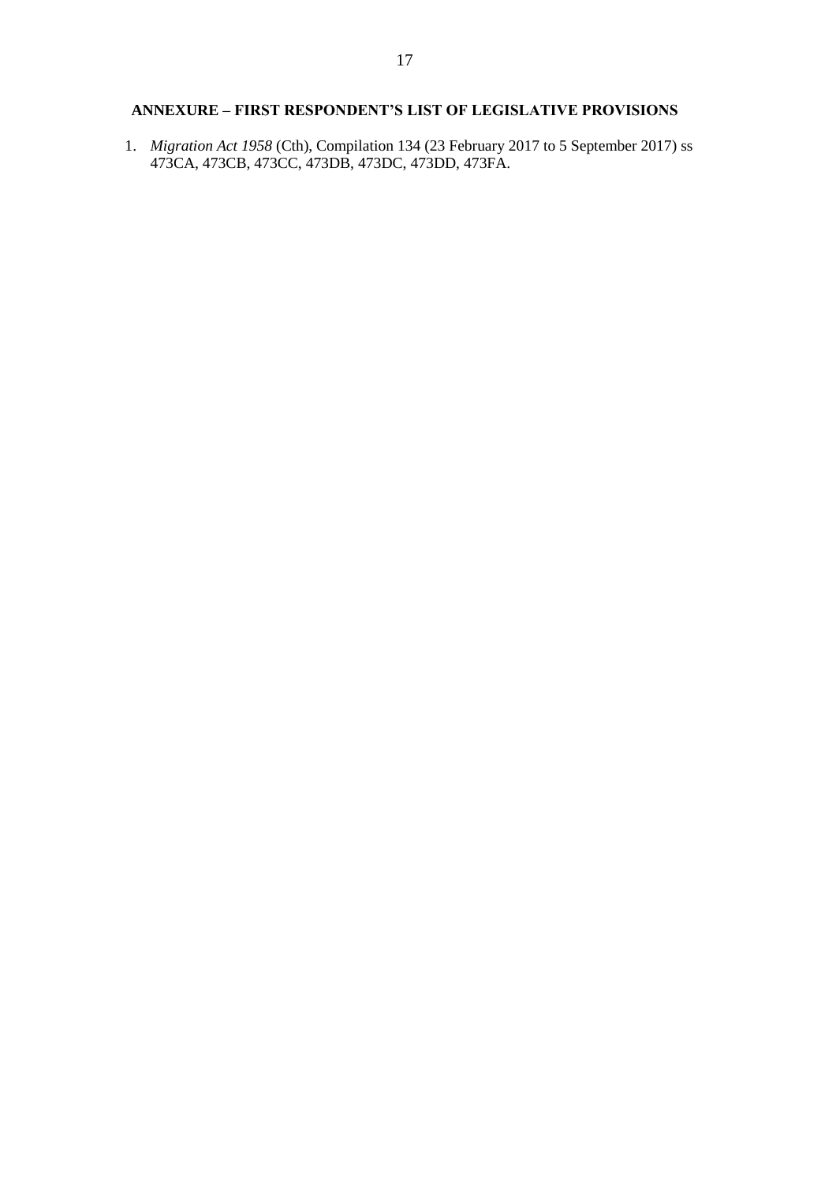## ANNEXURE – FIRST RESPONDENT'S LIST OF LEGISLATIVE PROVISIONS

1. *Migration Act 1958* (Cth), Compilation 134 (23 February 2017 to 5 September 2017) ss 473CA, 473CB, 473CC, 473DB, 473DC, 473DD, 473FA.